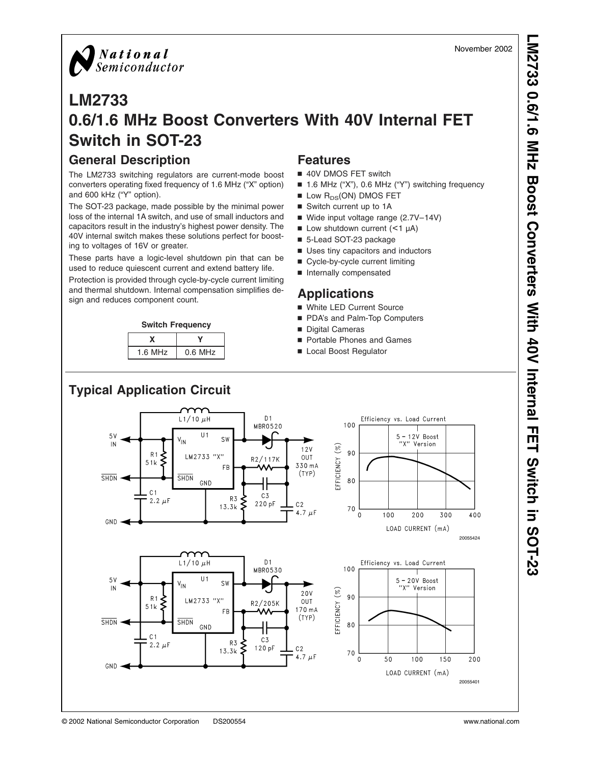National Semiconductor

November 2002

# LM2733
# 0.6/1.6 MHz Boost Converters With 40V Internal FET Switch in SOT-23

## General Description

The LM2733 switching regulators are current-mode boost converters operating fixed frequency of 1.6 MHz ("X" option) and 600 kHz ("Y" option).

The SOT-23 package, made possible by the minimal power loss of the internal 1A switch, and use of small inductors and capacitors result in the industry's highest power density. The 40V internal switch makes these solutions perfect for boosting to voltages of 16V or greater.

These parts have a logic-level shutdown pin that can be used to reduce quiescent current and extend battery life.

Protection is provided through cycle-by-cycle current limiting and thermal shutdown. Internal compensation simplifies design and reduces component count.

**Switch Frequency**

| X | Y |
|---|---|
| 1.6 MHz | 0.6 MHz |

## Features

- 40V DMOS FET switch
- 1.6 MHz ("X"), 0.6 MHz ("Y") switching frequency
- Low $R_{DS}$(ON) DMOS FET
- Switch current up to 1A
- Wide input voltage range (2.7V–14V)
- Low shutdown current (<1 µA)
- 5-Lead SOT-23 package
- Uses tiny capacitors and inductors
- Cycle-by-cycle current limiting
- Internally compensated

## Applications

- White LED Current Source
- PDA's and Palm-Top Computers
- Digital Cameras
- Portable Phones and Games
- Local Boost Regulator

## Typical Application Circuit

20055424

20055401

© 2002 National Semiconductor Corporation DS200554 www.national.com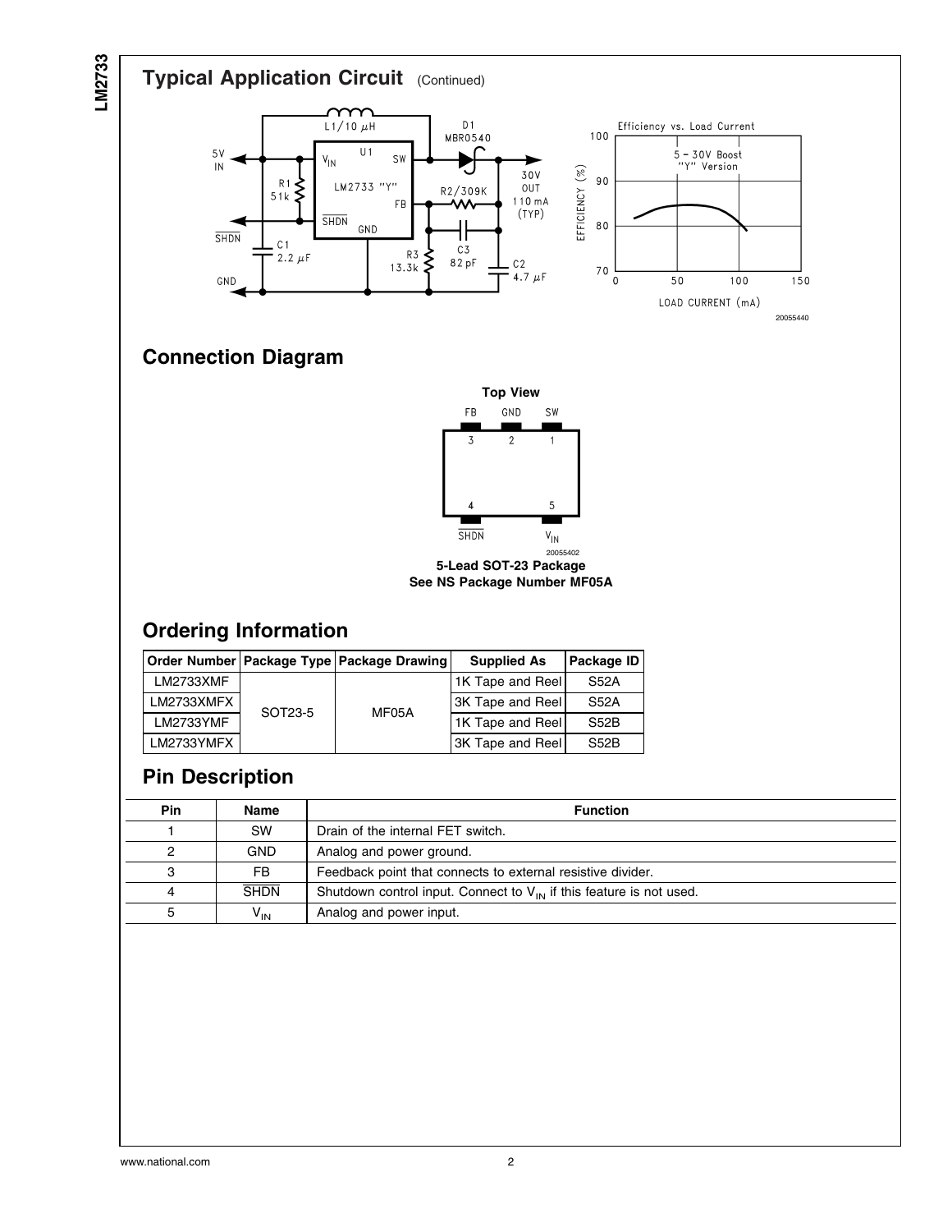## Typical Application Circuit (Continued)

20055440

## Connection Diagram

**Top View**

20055402

**5-Lead SOT-23 Package**
**See NS Package Number MF05A**

## Ordering Information

| Order Number | Package Type | Package Drawing | Supplied As | Package ID |
|---|---|---|---|---|
| LM2733XMF | SOT23-5 | MF05A | 1K Tape and Reel | S52A |
| LM2733XMFX | | | 3K Tape and Reel | S52A |
| LM2733YMF | | | 1K Tape and Reel | S52B |
| LM2733YMFX | | | 3K Tape and Reel | S52B |

## Pin Description

| Pin | Name | Function |
|---|---|---|
| 1 | SW | Drain of the internal FET switch. |
| 2 | GND | Analog and power ground. |
| 3 | FB | Feedback point that connects to external resistive divider. |
| 4 | $\overline{SHDN}$ | Shutdown control input. Connect to $V_{IN}$ if this feature is not used. |
| 5 | $V_{IN}$ | Analog and power input. |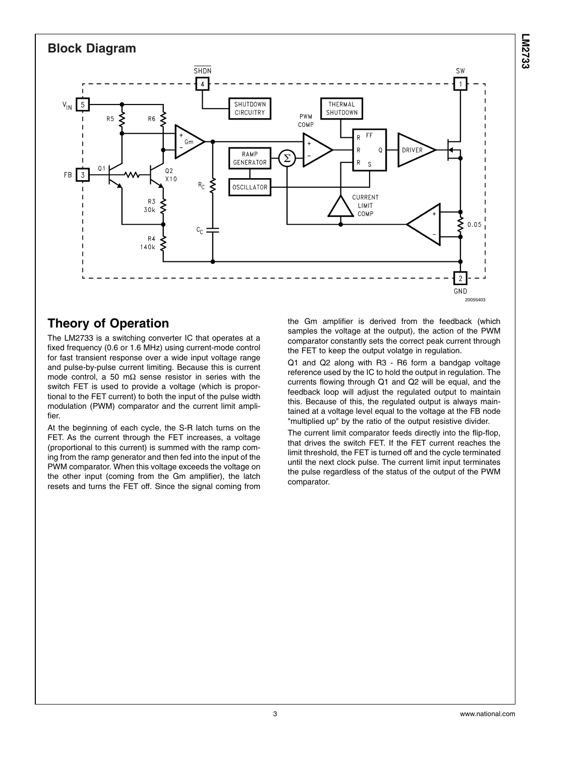## Block Diagram

20055403

## Theory of Operation

The LM2733 is a switching converter IC that operates at a fixed frequency (0.6 or 1.6 MHz) using current-mode control for fast transient response over a wide input voltage range and pulse-by-pulse current limiting. Because this is current mode control, a 50 mΩ sense resistor in series with the switch FET is used to provide a voltage (which is proportional to the FET current) to both the input of the pulse width modulation (PWM) comparator and the current limit amplifier.

At the beginning of each cycle, the S-R latch turns on the FET. As the current through the FET increases, a voltage (proportional to this current) is summed with the ramp coming from the ramp generator and then fed into the input of the PWM comparator. When this voltage exceeds the voltage on the other input (coming from the Gm amplifier), the latch resets and turns the FET off. Since the signal coming from the Gm amplifier is derived from the feedback (which samples the voltage at the output), the action of the PWM comparator constantly sets the correct peak current through the FET to keep the output volatge in regulation.

Q1 and Q2 along with R3 - R6 form a bandgap voltage reference used by the IC to hold the output in regulation. The currents flowing through Q1 and Q2 will be equal, and the feedback loop will adjust the regulated output to maintain this. Because of this, the regulated output is always maintained at a voltage level equal to the voltage at the FB node "multiplied up" by the ratio of the output resistive divider.

The current limit comparator feeds directly into the flip-flop, that drives the switch FET. If the FET current reaches the limit threshold, the FET is turned off and the cycle terminated until the next clock pulse. The current limit input terminates the pulse regardless of the status of the output of the PWM comparator.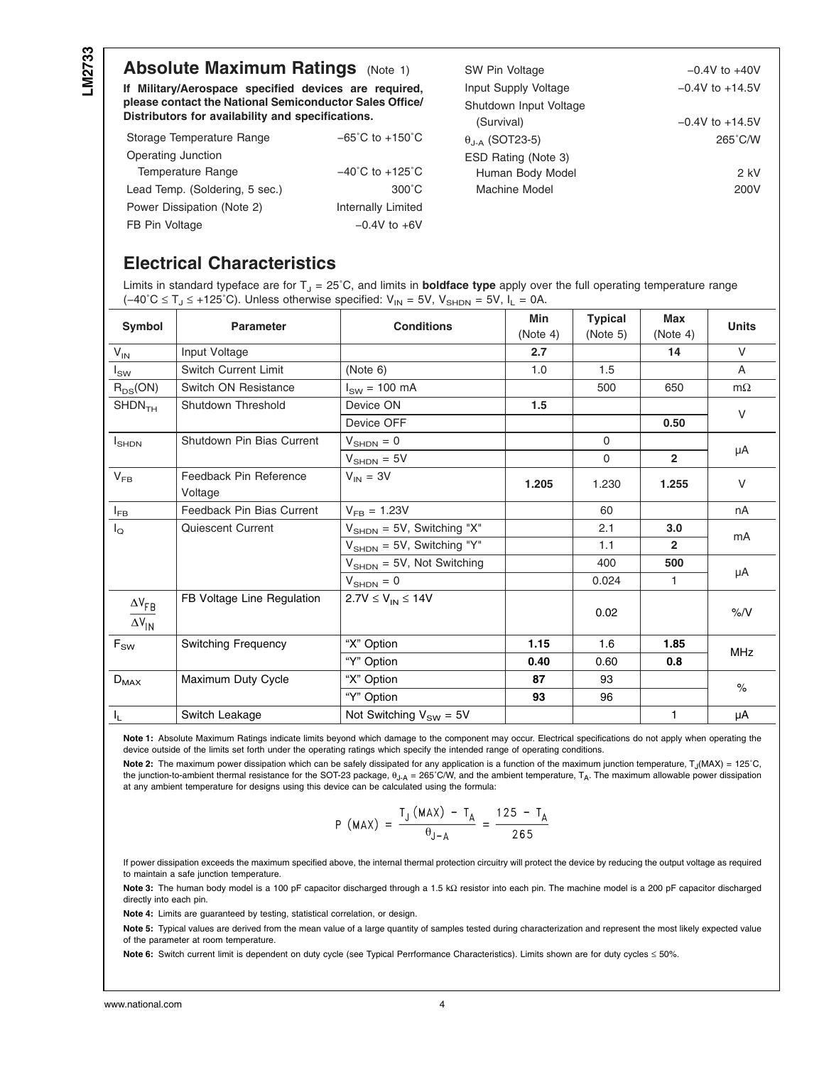## Absolute Maximum Ratings (Note 1)

**If Military/Aerospace specified devices are required, please contact the National Semiconductor Sales Office/ Distributors for availability and specifications.**

| | |
|---|---|
| Storage Temperature Range | −65˚C to +150˚C |
| Operating Junction Temperature Range | −40˚C to +125˚C |
| Lead Temp. (Soldering, 5 sec.) | 300˚C |
| Power Dissipation (Note 2) | Internally Limited |
| FB Pin Voltage | −0.4V to +6V |
| SW Pin Voltage | −0.4V to +40V |
| Input Supply Voltage | −0.4V to +14.5V |
| Shutdown Input Voltage (Survival) | −0.4V to +14.5V |
| $\theta_{J-A}$ (SOT23-5) | 265˚C/W |
| ESD Rating (Note 3) | |
| Human Body Model | 2 kV |
| Machine Model | 200V |

## Electrical Characteristics

Limits in standard typeface are for $T_J$ = 25˚C, and limits in **boldface type** apply over the full operating temperature range (−40˚C ≤ $T_J$ ≤ +125˚C). Unless otherwise specified: $V_{IN}$ = 5V, $V_{SHDN}$ = 5V, $I_L$ = 0A.

| Symbol | Parameter | Conditions | Min (Note 4) | Typical (Note 5) | Max (Note 4) | Units |
|---|---|---|---|---|---|---|
| $V_{IN}$ | Input Voltage | | **2.7** | | **14** | V |
| $I_{SW}$ | Switch Current Limit | (Note 6) | 1.0 | 1.5 | | A |
| $R_{DS}$(ON) | Switch ON Resistance | $I_{SW}$ = 100 mA | | 500 | 650 | mΩ |
| $SHDN_{TH}$ | Shutdown Threshold | Device ON | **1.5** | | | V |
| | | Device OFF | | | **0.50** | |
| $I_{SHDN}$ | Shutdown Pin Bias Current | $V_{SHDN}$ = 0 | | 0 | | µA |
| | | $V_{SHDN}$ = 5V | | 0 | **2** | |
| $V_{FB}$ | Feedback Pin Reference Voltage | $V_{IN}$ = 3V | **1.205** | 1.230 | **1.255** | V |
| $I_{FB}$ | Feedback Pin Bias Current | $V_{FB}$ = 1.23V | | 60 | | nA |
| $I_Q$ | Quiescent Current | $V_{SHDN}$ = 5V, Switching "X" | | 2.1 | **3.0** | mA |
| | | $V_{SHDN}$ = 5V, Switching "Y" | | 1.1 | **2** | |
| | | $V_{SHDN}$ = 5V, Not Switching | | 400 | **500** | µA |
| | | $V_{SHDN}$ = 0 | | 0.024 | 1 | |
| $\frac{\Delta V_{FB}}{\Delta V_{IN}}$ | FB Voltage Line Regulation | 2.7V ≤ $V_{IN}$ ≤ 14V | | 0.02 | | %/V |
| $F_{SW}$ | Switching Frequency | "X" Option | **1.15** | 1.6 | **1.85** | MHz |
| | | "Y" Option | **0.40** | 0.60 | **0.8** | |
| $D_{MAX}$ | Maximum Duty Cycle | "X" Option | **87** | 93 | | % |
| | | "Y" Option | **93** | 96 | | |
| $I_L$ | Switch Leakage | Not Switching $V_{SW}$ = 5V | | | 1 | µA |

**Note 1:** Absolute Maximum Ratings indicate limits beyond which damage to the component may occur. Electrical specifications do not apply when operating the device outside of the limits set forth under the operating ratings which specify the intended range of operating conditions.

**Note 2:** The maximum power dissipation which can be safely dissipated for any application is a function of the maximum junction temperature, $T_J$(MAX) = 125˚C, the junction-to-ambient thermal resistance for the SOT-23 package, $\theta_{J-A}$ = 265˚C/W, and the ambient temperature, $T_A$. The maximum allowable power dissipation at any ambient temperature for designs using this device can be calculated using the formula:

$$P\,(MAX) = \frac{T_J\,(MAX) - T_A}{\theta_{J-A}} = \frac{125 - T_A}{265}$$

If power dissipation exceeds the maximum specified above, the internal thermal protection circuitry will protect the device by reducing the output voltage as required to maintain a safe junction temperature.

**Note 3:** The human body model is a 100 pF capacitor discharged through a 1.5 kΩ resistor into each pin. The machine model is a 200 pF capacitor discharged directly into each pin.

**Note 4:** Limits are guaranteed by testing, statistical correlation, or design.

**Note 5:** Typical values are derived from the mean value of a large quantity of samples tested during characterization and represent the most likely expected value of the parameter at room temperature.

**Note 6:** Switch current limit is dependent on duty cycle (see Typical Perrformance Characteristics). Limits shown are for duty cycles ≤ 50%.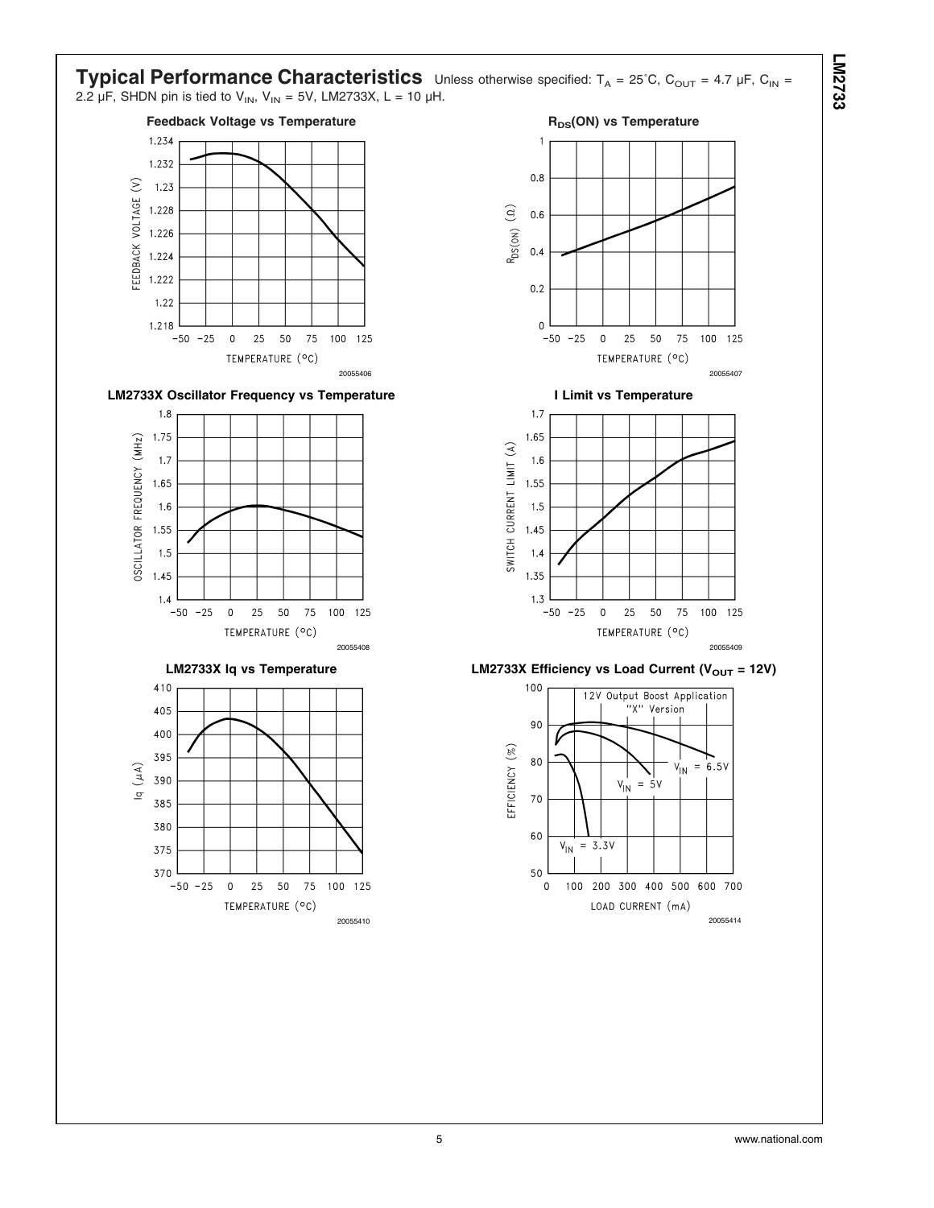## Typical Performance Characteristics

Unless otherwise specified: $T_A$ = 25˚C, $C_{OUT}$ = 4.7 µF, $C_{IN}$ = 2.2 µF, SHDN pin is tied to $V_{IN}$, $V_{IN}$ = 5V, LM2733X, L = 10 µH.

**Feedback Voltage vs Temperature**

20055406

**$R_{DS}$(ON) vs Temperature**

20055407

**LM2733X Oscillator Frequency vs Temperature**

20055408

**I Limit vs Temperature**

20055409

**LM2733X Iq vs Temperature**

20055410

**LM2733X Efficiency vs Load Current ($V_{OUT}$ = 12V)**

20055414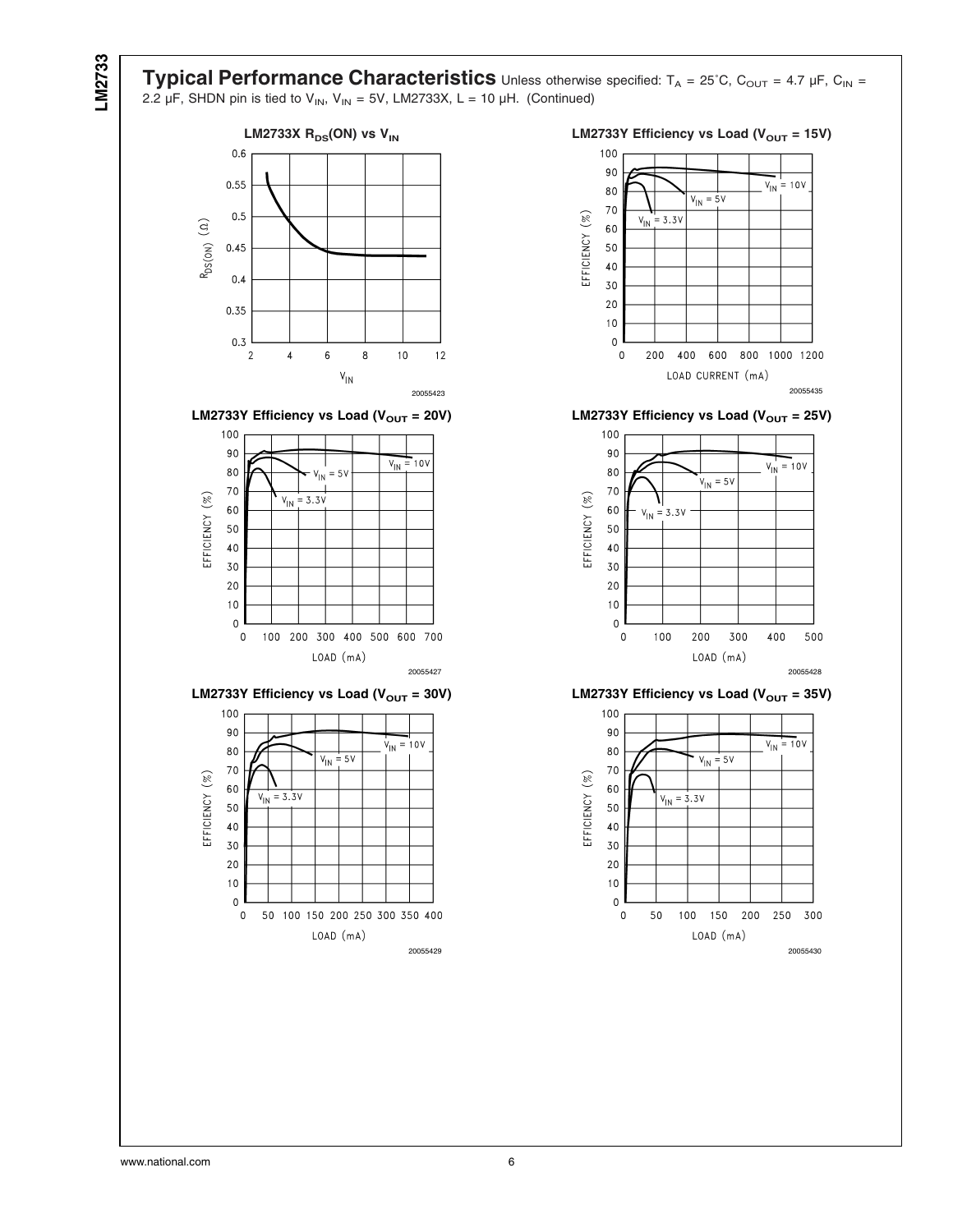## Typical Performance Characteristics

Unless otherwise specified: $T_A$ = 25˚C, $C_{OUT}$ = 4.7 µF, $C_{IN}$ = 2.2 µF, SHDN pin is tied to $V_{IN}$, $V_{IN}$ = 5V, LM2733X, L = 10 µH. (Continued)

**LM2733X $R_{DS}$(ON) vs $V_{IN}$**

20055423

**LM2733Y Efficiency vs Load ($V_{OUT}$ = 15V)**

20055435

**LM2733Y Efficiency vs Load ($V_{OUT}$ = 20V)**

20055427

**LM2733Y Efficiency vs Load ($V_{OUT}$ = 25V)**

20055428

**LM2733Y Efficiency vs Load ($V_{OUT}$ = 30V)**

20055429

**LM2733Y Efficiency vs Load ($V_{OUT}$ = 35V)**

20055430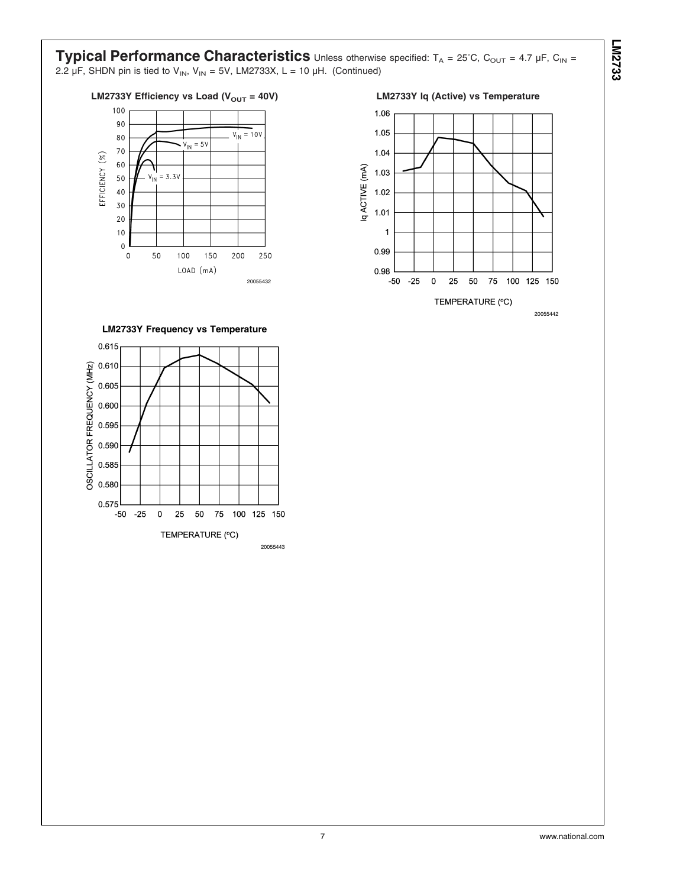## Typical Performance Characteristics

Unless otherwise specified: $T_A$ = 25˚C, $C_{OUT}$ = 4.7 µF, $C_{IN}$ = 2.2 µF, SHDN pin is tied to $V_{IN}$, $V_{IN}$ = 5V, LM2733X, L = 10 µH. (Continued)

**LM2733Y Efficiency vs Load ($V_{OUT}$ = 40V)**

20055432

**LM2733Y Iq (Active) vs Temperature**

20055442

**LM2733Y Frequency vs Temperature**

20055443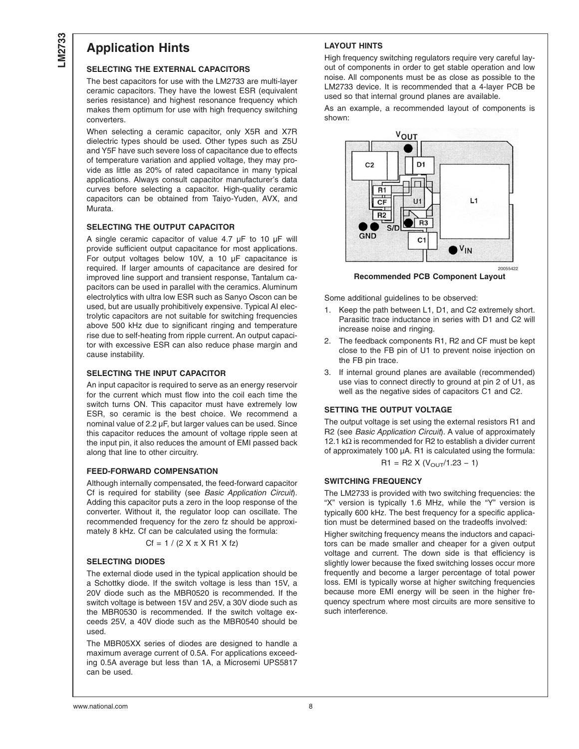# Application Hints

### SELECTING THE EXTERNAL CAPACITORS

The best capacitors for use with the LM2733 are multi-layer ceramic capacitors. They have the lowest ESR (equivalent series resistance) and highest resonance frequency which makes them optimum for use with high frequency switching converters.

When selecting a ceramic capacitor, only X5R and X7R dielectric types should be used. Other types such as Z5U and Y5F have such severe loss of capacitance due to effects of temperature variation and applied voltage, they may provide as little as 20% of rated capacitance in many typical applications. Always consult capacitor manufacturer's data curves before selecting a capacitor. High-quality ceramic capacitors can be obtained from Taiyo-Yuden, AVX, and Murata.

### SELECTING THE OUTPUT CAPACITOR

A single ceramic capacitor of value 4.7 µF to 10 µF will provide sufficient output capacitance for most applications. For output voltages below 10V, a 10 µF capacitance is required. If larger amounts of capacitance are desired for improved line support and transient response, Tantalum capacitors can be used in parallel with the ceramics. Aluminum electrolytics with ultra low ESR such as Sanyo Oscon can be used, but are usually prohibitively expensive. Typical Al electrolytic capacitors are not suitable for switching frequencies above 500 kHz due to significant ringing and temperature rise due to self-heating from ripple current. An output capacitor with excessive ESR can also reduce phase margin and cause instability.

### SELECTING THE INPUT CAPACITOR

An input capacitor is required to serve as an energy reservoir for the current which must flow into the coil each time the switch turns ON. This capacitor must have extremely low ESR, so ceramic is the best choice. We recommend a nominal value of 2.2 µF, but larger values can be used. Since this capacitor reduces the amount of voltage ripple seen at the input pin, it also reduces the amount of EMI passed back along that line to other circuitry.

### FEED-FORWARD COMPENSATION

Although internally compensated, the feed-forward capacitor Cf is required for stability (see *Basic Application Circuit*). Adding this capacitor puts a zero in the loop response of the converter. Without it, the regulator loop can oscillate. The recommended frequency for the zero fz should be approximately 8 kHz. Cf can be calculated using the formula:

$$Cf = 1 / (2 \times \pi \times R1 \times fz)$$

### SELECTING DIODES

The external diode used in the typical application should be a Schottky diode. If the switch voltage is less than 15V, a 20V diode such as the MBR0520 is recommended. If the switch voltage is between 15V and 25V, a 30V diode such as the MBR0530 is recommended. If the switch voltage exceeds 25V, a 40V diode such as the MBR0540 should be used.

The MBR05XX series of diodes are designed to handle a maximum average current of 0.5A. For applications exceeding 0.5A average but less than 1A, a Microsemi UPS5817 can be used.

### LAYOUT HINTS

High frequency switching regulators require very careful layout of components in order to get stable operation and low noise. All components must be as close as possible to the LM2733 device. It is recommended that a 4-layer PCB be used so that internal ground planes are available.

As an example, a recommended layout of components is shown:

**Recommended PCB Component Layout**

Some additional guidelines to be observed:

1. Keep the path between L1, D1, and C2 extremely short. Parasitic trace inductance in series with D1 and C2 will increase noise and ringing.
2. The feedback components R1, R2 and CF must be kept close to the FB pin of U1 to prevent noise injection on the FB pin trace.
3. If internal ground planes are available (recommended) use vias to connect directly to ground at pin 2 of U1, as well as the negative sides of capacitors C1 and C2.

### SETTING THE OUTPUT VOLTAGE

The output voltage is set using the external resistors R1 and R2 (see *Basic Application Circuit*). A value of approximately 12.1 kΩ is recommended for R2 to establish a divider current of approximately 100 µA. R1 is calculated using the formula:

$$R1 = R2 \times (V_{OUT}/1.23 - 1)$$

### SWITCHING FREQUENCY

The LM2733 is provided with two switching frequencies: the "X" version is typically 1.6 MHz, while the "Y" version is typically 600 kHz. The best frequency for a specific application must be determined based on the tradeoffs involved:

Higher switching frequency means the inductors and capacitors can be made smaller and cheaper for a given output voltage and current. The down side is that efficiency is slightly lower because the fixed switching losses occur more frequently and become a larger percentage of total power loss. EMI is typically worse at higher switching frequencies because more EMI energy will be seen in the higher frequency spectrum where most circuits are more sensitive to such interference.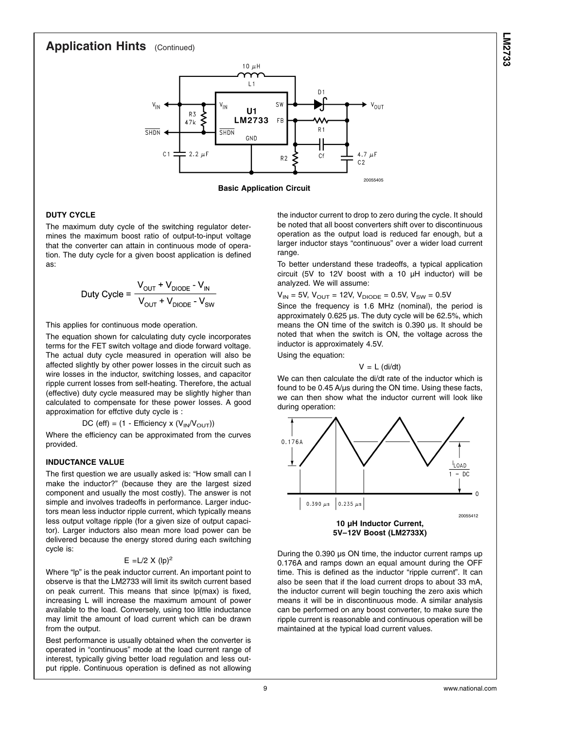## Application Hints (Continued)

**Basic Application Circuit**

### DUTY CYCLE

The maximum duty cycle of the switching regulator determines the maximum boost ratio of output-to-input voltage that the converter can attain in continuous mode of operation. The duty cycle for a given boost application is defined as:

$$\text{Duty Cycle} = \frac{V_{OUT} + V_{DIODE} - V_{IN}}{V_{OUT} + V_{DIODE} - V_{SW}}$$

This applies for continuous mode operation.

The equation shown for calculating duty cycle incorporates terms for the FET switch voltage and diode forward voltage. The actual duty cycle measured in operation will also be affected slightly by other power losses in the circuit such as wire losses in the inductor, switching losses, and capacitor ripple current losses from self-heating. Therefore, the actual (effective) duty cycle measured may be slightly higher than calculated to compensate for these power losses. A good approximation for effctive duty cycle is :

$$\text{DC (eff)} = (1 - \text{Efficiency} \times (V_{IN}/V_{OUT}))$$

Where the efficiency can be approximated from the curves provided.

### INDUCTANCE VALUE

The first question we are usually asked is: "How small can I make the inductor?" (because they are the largest sized component and usually the most costly). The answer is not simple and involves tradeoffs in performance. Larger inductors mean less inductor ripple current, which typically means less output voltage ripple (for a given size of output capacitor). Larger inductors also mean more load power can be delivered because the energy stored during each switching cycle is:

$$E = L/2 \times (lp)^2$$

Where "lp" is the peak inductor current. An important point to observe is that the LM2733 will limit its switch current based on peak current. This means that since lp(max) is fixed, increasing L will increase the maximum amount of power available to the load. Conversely, using too little inductance may limit the amount of load current which can be drawn from the output.

Best performance is usually obtained when the converter is operated in "continuous" mode at the load current range of interest, typically giving better load regulation and less output ripple. Continuous operation is defined as not allowing the inductor current to drop to zero during the cycle. It should be noted that all boost converters shift over to discontinuous operation as the output load is reduced far enough, but a larger inductor stays "continuous" over a wider load current range.

To better understand these tradeoffs, a typical application circuit (5V to 12V boost with a 10 µH inductor) will be analyzed. We will assume:

$V_{IN}$ = 5V, $V_{OUT}$ = 12V, $V_{DIODE}$ = 0.5V, $V_{SW}$ = 0.5V

Since the frequency is 1.6 MHz (nominal), the period is approximately 0.625 µs. The duty cycle will be 62.5%, which means the ON time of the switch is 0.390 µs. It should be noted that when the switch is ON, the voltage across the inductor is approximately 4.5V.

Using the equation:

$$V = L\ (di/dt)$$

We can then calculate the di/dt rate of the inductor which is found to be 0.45 A/µs during the ON time. Using these facts, we can then show what the inductor current will look like during operation:

**10 µH Inductor Current, 5V–12V Boost (LM2733X)**

During the 0.390 µs ON time, the inductor current ramps up 0.176A and ramps down an equal amount during the OFF time. This is defined as the inductor "ripple current". It can also be seen that if the load current drops to about 33 mA, the inductor current will begin touching the zero axis which means it will be in discontinuous mode. A similar analysis can be performed on any boost converter, to make sure the ripple current is reasonable and continuous operation will be maintained at the typical load current values.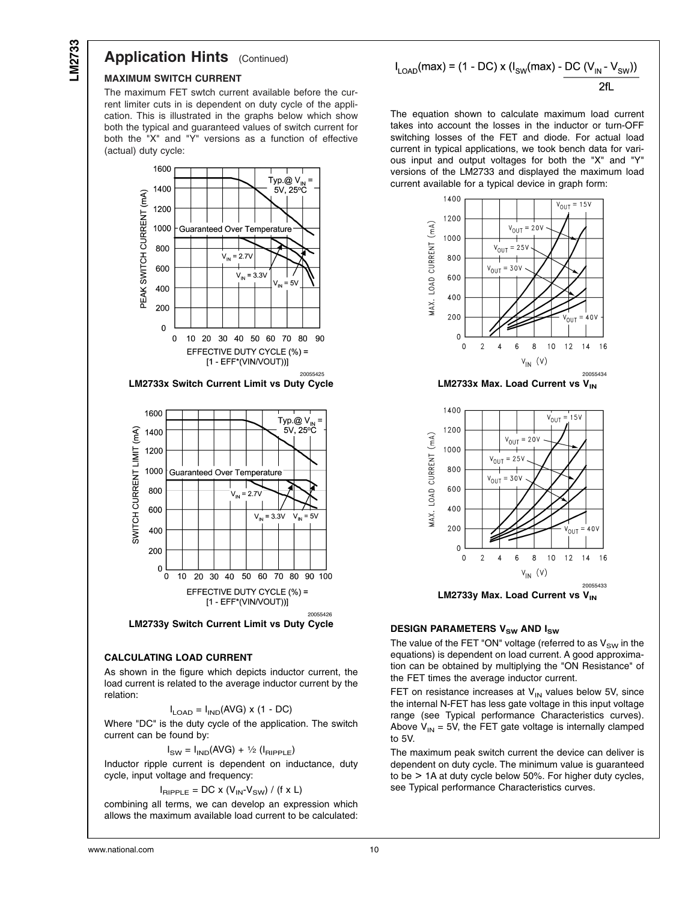## Application Hints (Continued)

### MAXIMUM SWITCH CURRENT

The maximum FET swtch current available before the current limiter cuts in is dependent on duty cycle of the application. This is illustrated in the graphs below which show both the typical and guaranteed values of switch current for both the "X" and "Y" versions as a function of effective (actual) duty cycle:

**LM2733x Switch Current Limit vs Duty Cycle**

**LM2733y Switch Current Limit vs Duty Cycle**

### CALCULATING LOAD CURRENT

As shown in the figure which depicts inductor current, the load current is related to the average inductor current by the relation:

$$I_{LOAD} = I_{IND}(AVG) \times (1 - DC)$$

Where "DC" is the duty cycle of the application. The switch current can be found by:

$$I_{SW} = I_{IND}(AVG) + \frac{1}{2}(I_{RIPPLE})$$

Inductor ripple current is dependent on inductance, duty cycle, input voltage and frequency:

$$I_{RIPPLE} = DC \times (V_{IN} - V_{SW}) / (f \times L)$$

combining all terms, we can develop an expression which allows the maximum available load current to be calculated:

$$I_{LOAD}(max) = (1 - DC) \times \left(I_{SW}(max) - \frac{DC\,(V_{IN} - V_{SW})}{2fL}\right)$$

The equation shown to calculate maximum load current takes into account the losses in the inductor or turn-OFF switching losses of the FET and diode. For actual load current in typical applications, we took bench data for various input and output voltages for both the "X" and "Y" versions of the LM2733 and displayed the maximum load current available for a typical device in graph form:

**LM2733x Max. Load Current vs $V_{IN}$**

**LM2733y Max. Load Current vs $V_{IN}$**

### DESIGN PARAMETERS $V_{SW}$ AND $I_{SW}$

The value of the FET "ON" voltage (referred to as $V_{SW}$ in the equations) is dependent on load current. A good approximation can be obtained by multiplying the "ON Resistance" of the FET times the average inductor current.

FET on resistance increases at $V_{IN}$ values below 5V, since the internal N-FET has less gate voltage in this input voltage range (see Typical performance Characteristics curves). Above $V_{IN}$ = 5V, the FET gate voltage is internally clamped to 5V.

The maximum peak switch current the device can deliver is dependent on duty cycle. The minimum value is guaranteed to be > 1A at duty cycle below 50%. For higher duty cycles, see Typical performance Characteristics curves.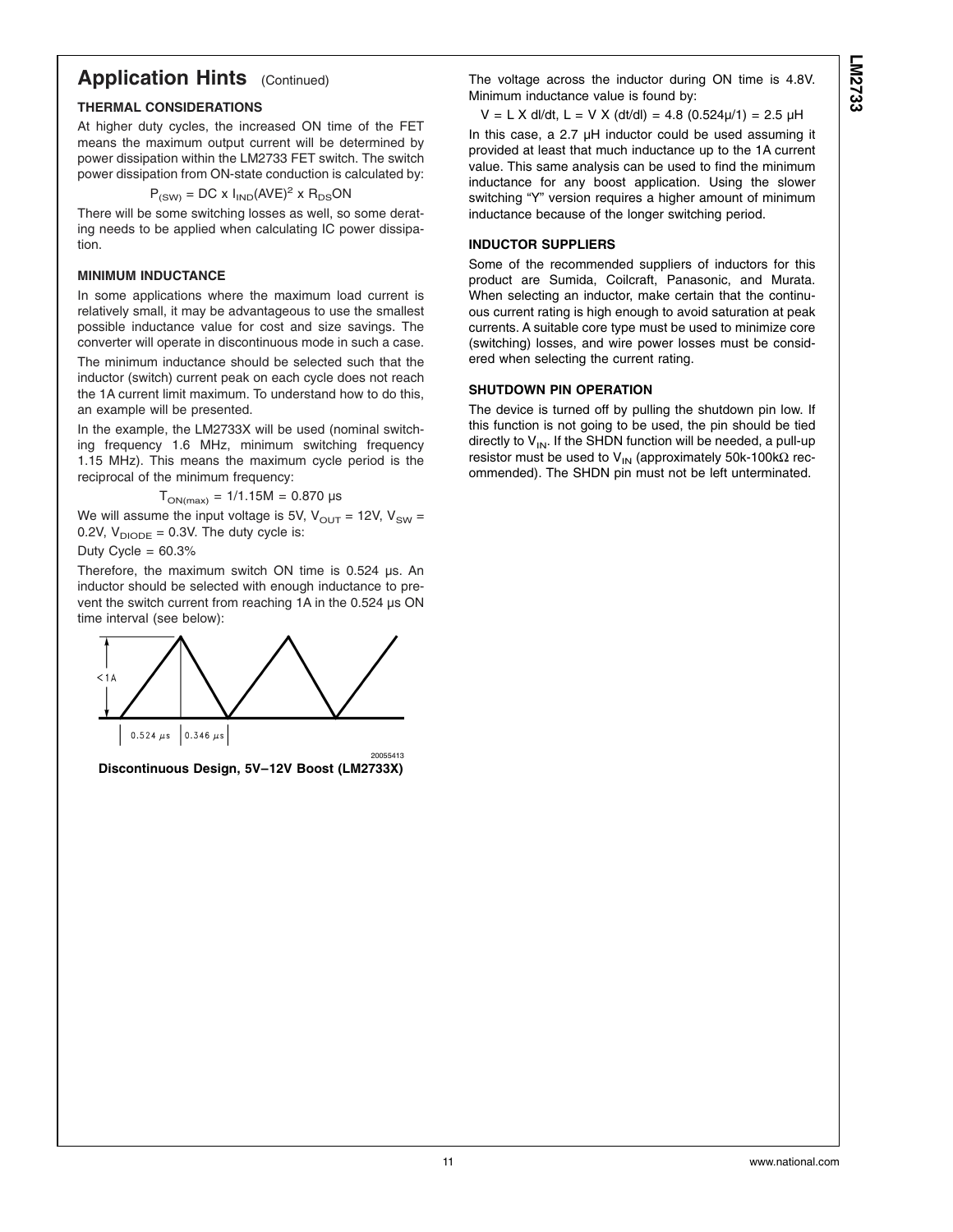## Application Hints (Continued)

### THERMAL CONSIDERATIONS

At higher duty cycles, the increased ON time of the FET means the maximum output current will be determined by power dissipation within the LM2733 FET switch. The switch power dissipation from ON-state conduction is calculated by:

$$P_{(SW)} = DC \times I_{IND}(AVE)^2 \times R_{DS}ON$$

There will be some switching losses as well, so some derating needs to be applied when calculating IC power dissipation.

### MINIMUM INDUCTANCE

In some applications where the maximum load current is relatively small, it may be advantageous to use the smallest possible inductance value for cost and size savings. The converter will operate in discontinuous mode in such a case.

The minimum inductance should be selected such that the inductor (switch) current peak on each cycle does not reach the 1A current limit maximum. To understand how to do this, an example will be presented.

In the example, the LM2733X will be used (nominal switching frequency 1.6 MHz, minimum switching frequency 1.15 MHz). This means the maximum cycle period is the reciprocal of the minimum frequency:

$$T_{ON(max)} = 1/1.15M = 0.870\ \mu s$$

We will assume the input voltage is 5V, $V_{OUT}$ = 12V, $V_{SW}$ = 0.2V, $V_{DIODE}$ = 0.3V. The duty cycle is:

Duty Cycle = 60.3%

Therefore, the maximum switch ON time is 0.524 µs. An inductor should be selected with enough inductance to prevent the switch current from reaching 1A in the 0.524 µs ON time interval (see below):

<1A

0.524 µs | 0.346 µs

20055413

**Discontinuous Design, 5V–12V Boost (LM2733X)**

The voltage across the inductor during ON time is 4.8V. Minimum inductance value is found by:

$$V = L \times dI/dt,\ L = V \times (dt/dI) = 4.8\ (0.524\mu/1) = 2.5\ \mu H$$

In this case, a 2.7 µH inductor could be used assuming it provided at least that much inductance up to the 1A current value. This same analysis can be used to find the minimum inductance for any boost application. Using the slower switching "Y" version requires a higher amount of minimum inductance because of the longer switching period.

### INDUCTOR SUPPLIERS

Some of the recommended suppliers of inductors for this product are Sumida, Coilcraft, Panasonic, and Murata. When selecting an inductor, make certain that the continuous current rating is high enough to avoid saturation at peak currents. A suitable core type must be used to minimize core (switching) losses, and wire power losses must be considered when selecting the current rating.

### SHUTDOWN PIN OPERATION

The device is turned off by pulling the shutdown pin low. If this function is not going to be used, the pin should be tied directly to $V_{IN}$. If the SHDN function will be needed, a pull-up resistor must be used to $V_{IN}$ (approximately 50k-100kΩ recommended). The SHDN pin must not be left unterminated.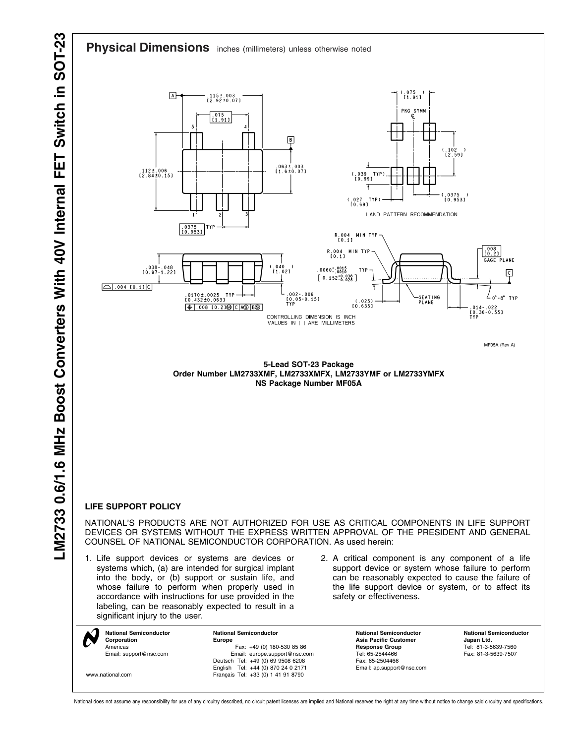## Physical Dimensions inches (millimeters) unless otherwise noted

.115±.003 [2.92±0.07]

.075 [1.91]

.112±.006 [2.84±0.15]

.063±.003 [1.6±0.07]

.0375 [0.953] TYP

(.075) [1.91]

PKG SYMM

(.102) [2.59]

(.039 TYP) [0.99]

(.0375) [0.953]

(.027 TYP) [0.69]

LAND PATTERN RECOMMENDATION

R.004 MIN TYP [0.1]

R.004 MIN TYP [0.1]

.008 [0.2] GAGE PLANE

.038-.048 [0.97-1.22]

(.040) [1.02]

$.0060^{+.0015}_{-.0010}$ TYP [$0.152^{+0.038}_{-0.025}$]

.004 [0.1] C

.0170±.0025 TYP [0.432±0.063]

.008 [0.2] M C A S B S

.002-.006 [0.05-0.15] TYP

(.025) [0.635]

SEATING PLANE

0°-8° TYP

.014-.022 [0.36-0.55] TYP

CONTROLLING DIMENSION IS INCH
VALUES IN [ ] ARE MILLIMETERS

MF05A (Rev A)

**5-Lead SOT-23 Package**
**Order Number LM2733XMF, LM2733XMFX, LM2733YMF or LM2733YMFX**
**NS Package Number MF05A**

### LIFE SUPPORT POLICY

NATIONAL'S PRODUCTS ARE NOT AUTHORIZED FOR USE AS CRITICAL COMPONENTS IN LIFE SUPPORT DEVICES OR SYSTEMS WITHOUT THE EXPRESS WRITTEN APPROVAL OF THE PRESIDENT AND GENERAL COUNSEL OF NATIONAL SEMICONDUCTOR CORPORATION. As used herein:

1. Life support devices or systems are devices or systems which, (a) are intended for surgical implant into the body, or (b) support or sustain life, and whose failure to perform when properly used in accordance with instructions for use provided in the labeling, can be reasonably expected to result in a significant injury to the user.
2. A critical component is any component of a life support device or system whose failure to perform can be reasonably expected to cause the failure of the life support device or system, or to affect its safety or effectiveness.

**National Semiconductor Corporation**
Americas
Email: support@nsc.com

www.national.com

**National Semiconductor Europe**
Fax: +49 (0) 180-530 85 86
Email: europe.support@nsc.com
Deutsch Tel: +49 (0) 69 9508 6208
English Tel: +44 (0) 870 24 0 2171
Français Tel: +33 (0) 1 41 91 8790

**National Semiconductor Asia Pacific Customer Response Group**
Tel: 65-2544466
Fax: 65-2504466
Email: ap.support@nsc.com

**National Semiconductor Japan Ltd.**
Tel: 81-3-5639-7560
Fax: 81-3-5639-7507

National does not assume any responsibility for use of any circuitry described, no circuit patent licenses are implied and National reserves the right at any time without notice to change said circuitry and specifications.